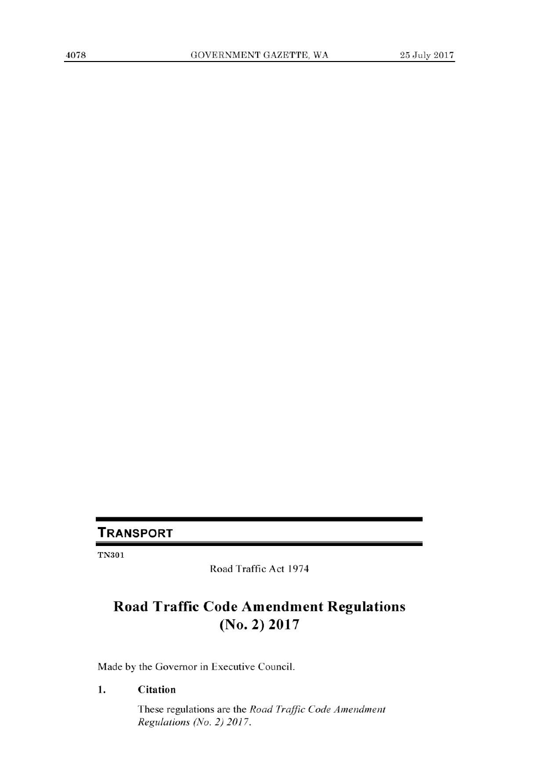## TRANSPORT

TN301

Road Traffic Act 1974

# Road Traffic Code Amendment Regulations (No. 2) 2017

Made by the Governor in Executive Council.

**1. Citation**

These regulations are the *Road Traffic Code Amendment Regulations (No. 2) 2017*.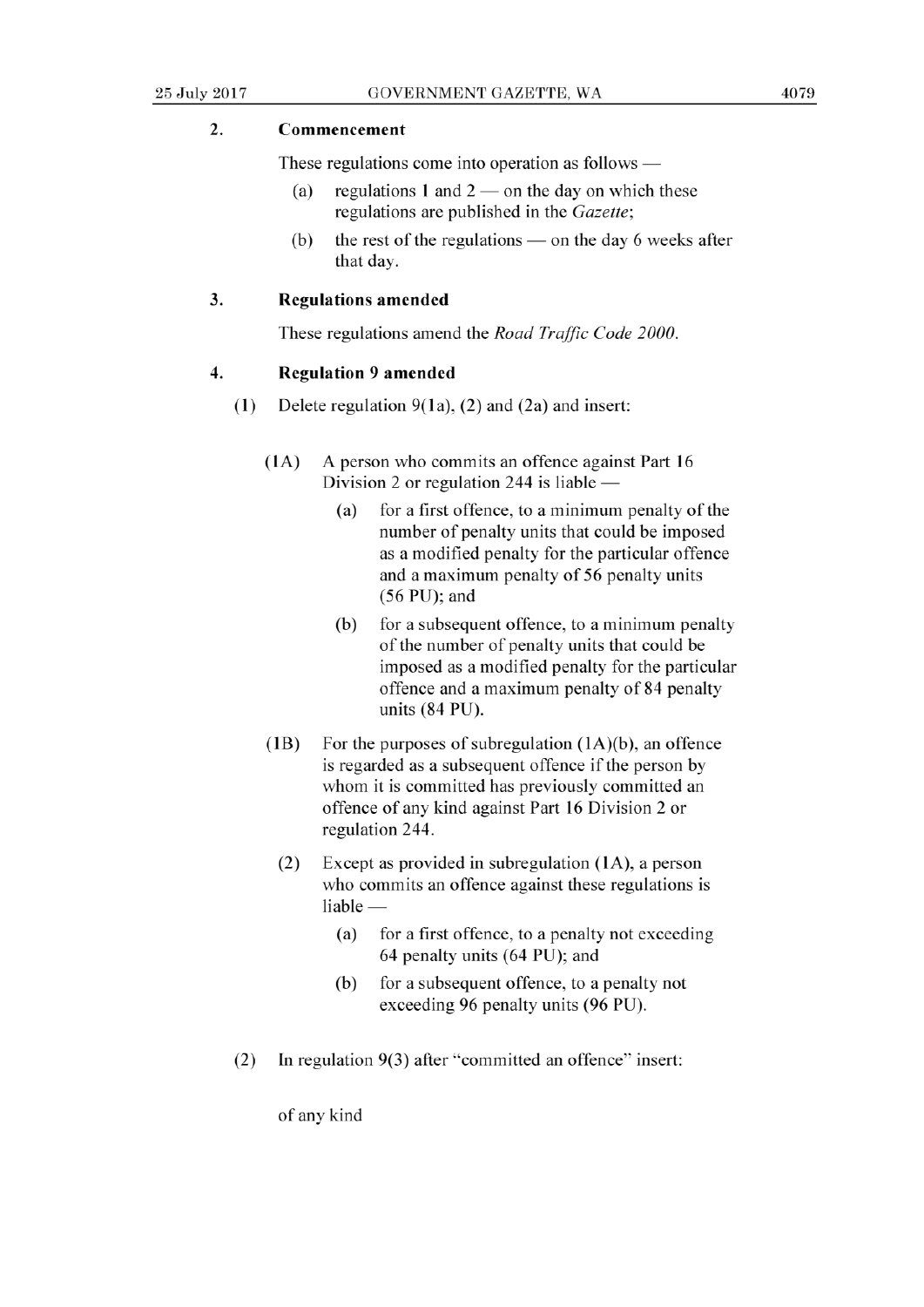### 2. Commencement

These regulations come into operation as follows —

- (a) regulations 1 and 2 — on the day on which these regulations are published in the *Gazette*;
- (b) the rest of the regulations — on the day 6 weeks after that day.

### 3. Regulations amended

These regulations amend the *Road Traffic Code 2000*.

### 4. Regulation 9 amended

(1) Delete regulation 9(1a), (2) and (2a) and insert:

> (1A) A person who commits an offence against Part 16 Division 2 or regulation 244 is liable —
>
> - (a) for a first offence, to a minimum penalty of the number of penalty units that could be imposed as a modified penalty for the particular offence and a maximum penalty of 56 penalty units (56 PU); and
> - (b) for a subsequent offence, to a minimum penalty of the number of penalty units that could be imposed as a modified penalty for the particular offence and a maximum penalty of 84 penalty units (84 PU).
>
> (1B) For the purposes of subregulation (1A)(b), an offence is regarded as a subsequent offence if the person by whom it is committed has previously committed an offence of any kind against Part 16 Division 2 or regulation 244.
>
> (2) Except as provided in subregulation (1A), a person who commits an offence against these regulations is liable —
>
> - (a) for a first offence, to a penalty not exceeding 64 penalty units (64 PU); and
> - (b) for a subsequent offence, to a penalty not exceeding 96 penalty units (96 PU).

(2) In regulation 9(3) after "committed an offence" insert:

> of any kind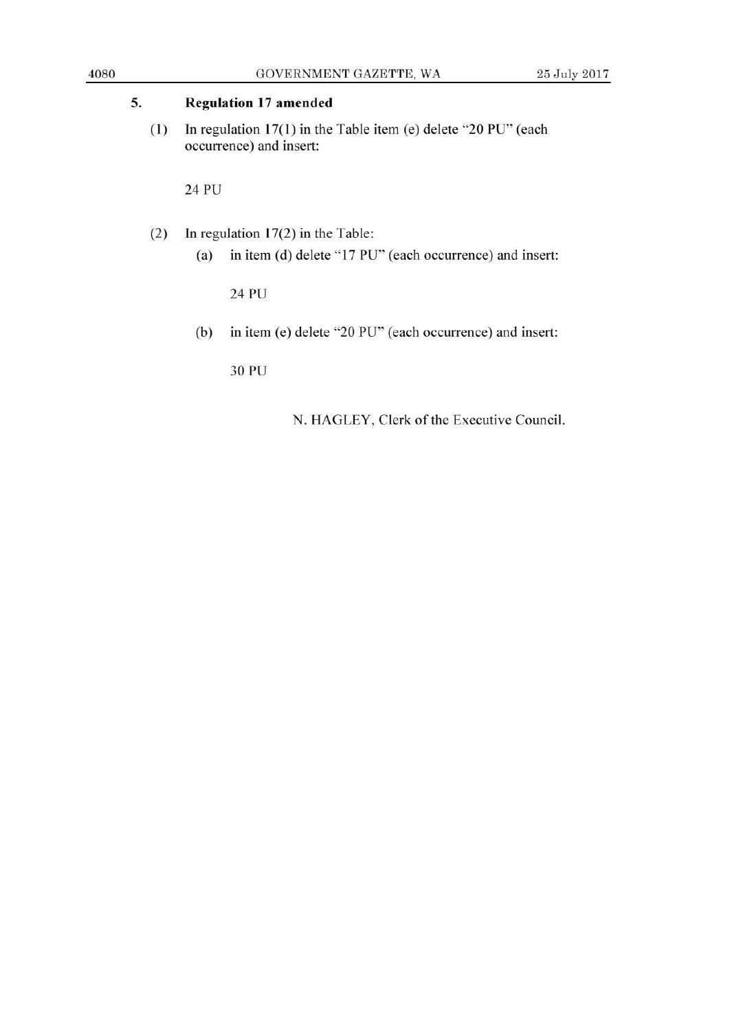### 5. Regulation 17 amended

(1) In regulation 17(1) in the Table item (e) delete "20 PU" (each occurrence) and insert:

24 PU

(2) In regulation 17(2) in the Table:

(a) in item (d) delete "17 PU" (each occurrence) and insert:

24 PU

(b) in item (e) delete "20 PU" (each occurrence) and insert:

30 PU

N. HAGLEY, Clerk of the Executive Council.